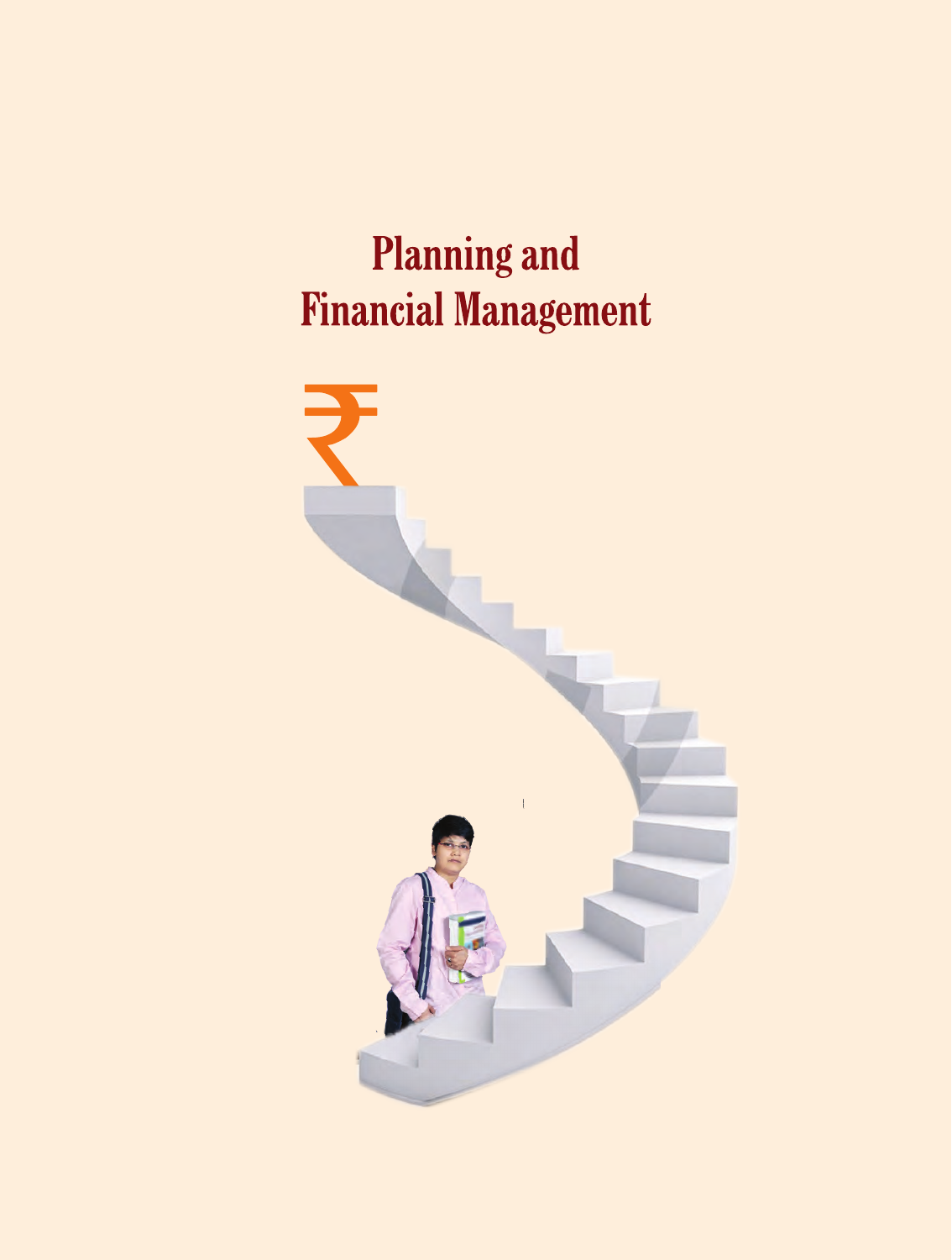# Planning and Financial Management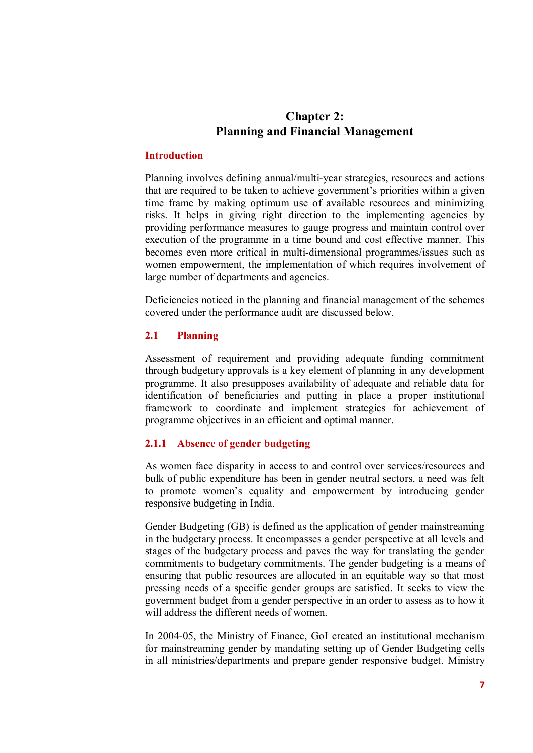# Chapter 2: Planning and Financial Management

## Introduction

Planning involves defining annual/multi-year strategies, resources and actions that are required to be taken to achieve government's priorities within a given time frame by making optimum use of available resources and minimizing risks. It helps in giving right direction to the implementing agencies by providing performance measures to gauge progress and maintain control over execution of the programme in a time bound and cost effective manner. This becomes even more critical in multi-dimensional programmes/issues such as women empowerment, the implementation of which requires involvement of large number of departments and agencies.

Deficiencies noticed in the planning and financial management of the schemes covered under the performance audit are discussed below.

## 2.1 Planning

Assessment of requirement and providing adequate funding commitment through budgetary approvals is a key element of planning in any development programme. It also presupposes availability of adequate and reliable data for identification of beneficiaries and putting in place a proper institutional framework to coordinate and implement strategies for achievement of programme objectives in an efficient and optimal manner.

### 2.1.1 Absence of gender budgeting

As women face disparity in access to and control over services/resources and bulk of public expenditure has been in gender neutral sectors, a need was felt to promote women's equality and empowerment by introducing gender responsive budgeting in India.

Gender Budgeting (GB) is defined as the application of gender mainstreaming in the budgetary process. It encompasses a gender perspective at all levels and stages of the budgetary process and paves the way for translating the gender commitments to budgetary commitments. The gender budgeting is a means of ensuring that public resources are allocated in an equitable way so that most pressing needs of a specific gender groups are satisfied. It seeks to view the government budget from a gender perspective in an order to assess as to how it will address the different needs of women.

In 2004-05, the Ministry of Finance, GoI created an institutional mechanism for mainstreaming gender by mandating setting up of Gender Budgeting cells in all ministries/departments and prepare gender responsive budget. Ministry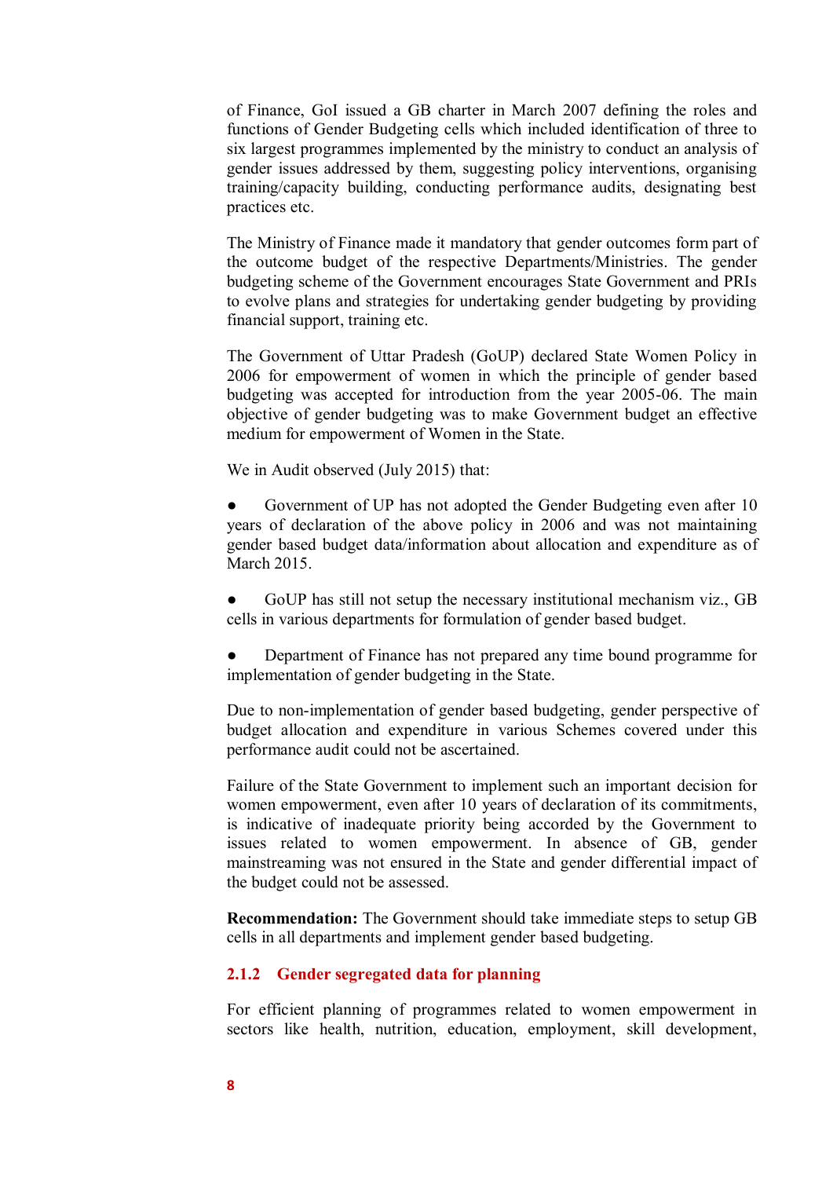of Finance, GoI issued a GB charter in March 2007 defining the roles and functions of Gender Budgeting cells which included identification of three to six largest programmes implemented by the ministry to conduct an analysis of gender issues addressed by them, suggesting policy interventions, organising training/capacity building, conducting performance audits, designating best practices etc.

The Ministry of Finance made it mandatory that gender outcomes form part of the outcome budget of the respective Departments/Ministries. The gender budgeting scheme of the Government encourages State Government and PRIs to evolve plans and strategies for undertaking gender budgeting by providing financial support, training etc.

The Government of Uttar Pradesh (GoUP) declared State Women Policy in 2006 for empowerment of women in which the principle of gender based budgeting was accepted for introduction from the year 2005-06. The main objective of gender budgeting was to make Government budget an effective medium for empowerment of Women in the State.

We in Audit observed (July 2015) that:

- Government of UP has not adopted the Gender Budgeting even after 10 years of declaration of the above policy in 2006 and was not maintaining gender based budget data/information about allocation and expenditure as of March 2015.
- GoUP has still not setup the necessary institutional mechanism viz., GB cells in various departments for formulation of gender based budget.
- Department of Finance has not prepared any time bound programme for implementation of gender budgeting in the State.

Due to non-implementation of gender based budgeting, gender perspective of budget allocation and expenditure in various Schemes covered under this performance audit could not be ascertained.

Failure of the State Government to implement such an important decision for women empowerment, even after 10 years of declaration of its commitments, is indicative of inadequate priority being accorded by the Government to issues related to women empowerment. In absence of GB, gender mainstreaming was not ensured in the State and gender differential impact of the budget could not be assessed.

**Recommendation:** The Government should take immediate steps to setup GB cells in all departments and implement gender based budgeting.

### 2.1.2 Gender segregated data for planning

For efficient planning of programmes related to women empowerment in sectors like health, nutrition, education, employment, skill development,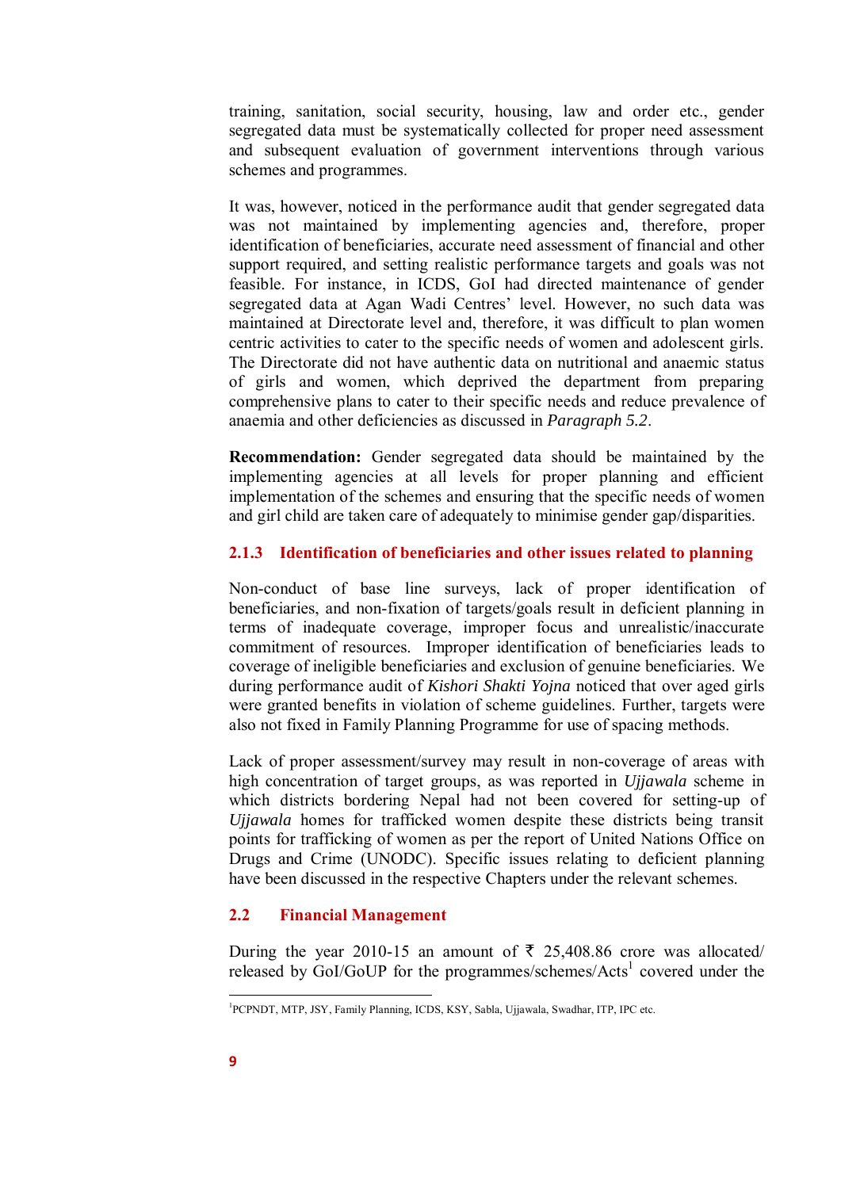training, sanitation, social security, housing, law and order etc., gender segregated data must be systematically collected for proper need assessment and subsequent evaluation of government interventions through various schemes and programmes.

It was, however, noticed in the performance audit that gender segregated data was not maintained by implementing agencies and, therefore, proper identification of beneficiaries, accurate need assessment of financial and other support required, and setting realistic performance targets and goals was not feasible. For instance, in ICDS, GoI had directed maintenance of gender segregated data at Agan Wadi Centres' level. However, no such data was maintained at Directorate level and, therefore, it was difficult to plan women centric activities to cater to the specific needs of women and adolescent girls. The Directorate did not have authentic data on nutritional and anaemic status of girls and women, which deprived the department from preparing comprehensive plans to cater to their specific needs and reduce prevalence of anaemia and other deficiencies as discussed in *Paragraph 5.2*.

**Recommendation:** Gender segregated data should be maintained by the implementing agencies at all levels for proper planning and efficient implementation of the schemes and ensuring that the specific needs of women and girl child are taken care of adequately to minimise gender gap/disparities.

### 2.1.3 Identification of beneficiaries and other issues related to planning

Non-conduct of base line surveys, lack of proper identification of beneficiaries, and non-fixation of targets/goals result in deficient planning in terms of inadequate coverage, improper focus and unrealistic/inaccurate commitment of resources. Improper identification of beneficiaries leads to coverage of ineligible beneficiaries and exclusion of genuine beneficiaries. We during performance audit of *Kishori Shakti Yojna* noticed that over aged girls were granted benefits in violation of scheme guidelines. Further, targets were also not fixed in Family Planning Programme for use of spacing methods.

Lack of proper assessment/survey may result in non-coverage of areas with high concentration of target groups, as was reported in *Ujjawala* scheme in which districts bordering Nepal had not been covered for setting-up of *Ujjawala* homes for trafficked women despite these districts being transit points for trafficking of women as per the report of United Nations Office on Drugs and Crime (UNODC). Specific issues relating to deficient planning have been discussed in the respective Chapters under the relevant schemes.

## 2.2 Financial Management

During the year 2010-15 an amount of ₹ 25,408.86 crore was allocated/ released by GoI/GoUP for the programmes/schemes/Acts[1] covered under the

[1] PCPNDT, MTP, JSY, Family Planning, ICDS, KSY, Sabla, Ujjawala, Swadhar, ITP, IPC etc.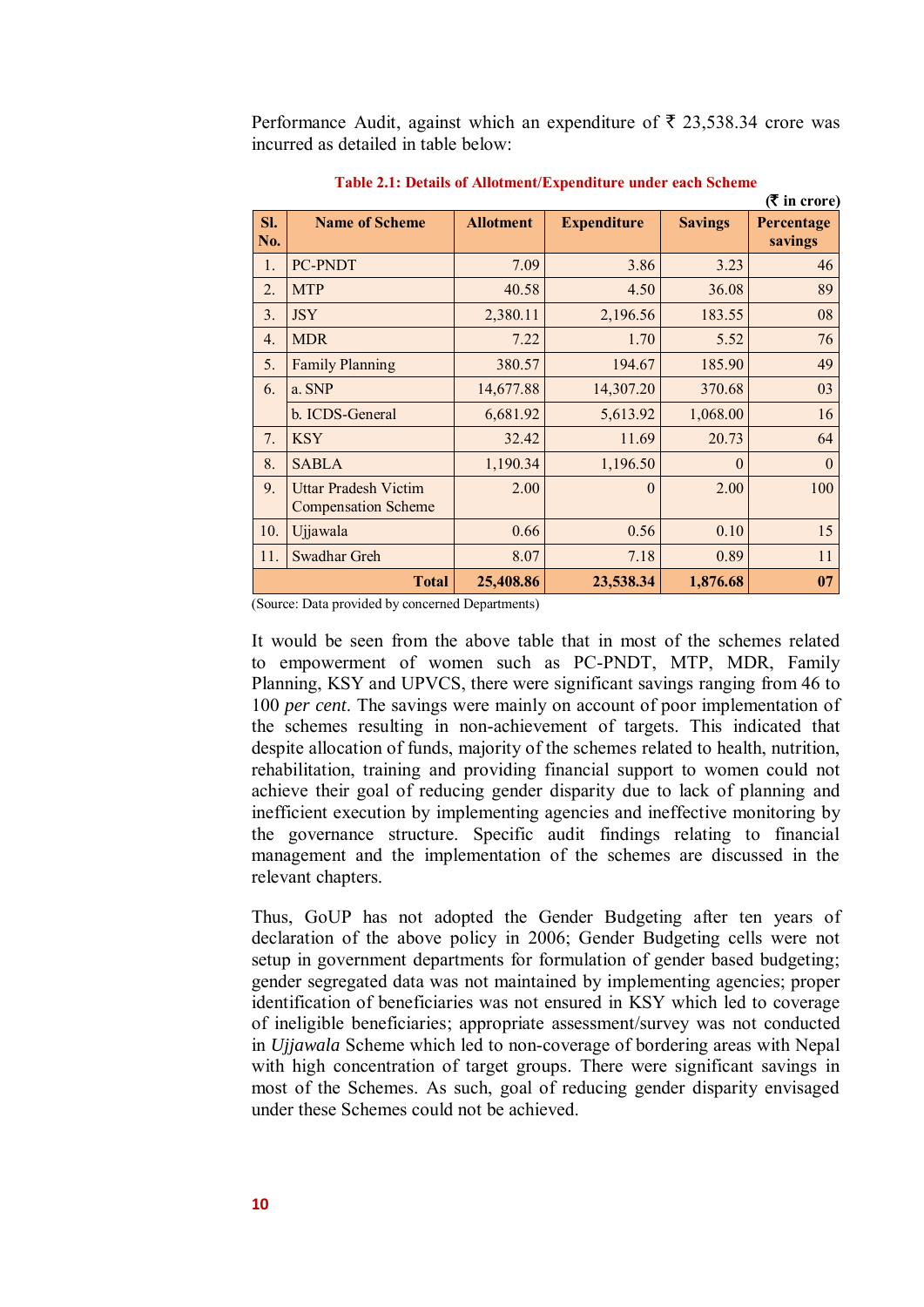Performance Audit, against which an expenditure of ₹ 23,538.34 crore was incurred as detailed in table below:

**Table 2.1: Details of Allotment/Expenditure under each Scheme**

**(₹ in crore)**

| Sl. No. | Name of Scheme | Allotment | Expenditure | Savings | Percentage savings |
|---|---|---|---|---|---|
| 1. | PC-PNDT | 7.09 | 3.86 | 3.23 | 46 |
| 2. | MTP | 40.58 | 4.50 | 36.08 | 89 |
| 3. | JSY | 2,380.11 | 2,196.56 | 183.55 | 08 |
| 4. | MDR | 7.22 | 1.70 | 5.52 | 76 |
| 5. | Family Planning | 380.57 | 194.67 | 185.90 | 49 |
| 6. | a. SNP | 14,677.88 | 14,307.20 | 370.68 | 03 |
| | b. ICDS-General | 6,681.92 | 5,613.92 | 1,068.00 | 16 |
| 7. | KSY | 32.42 | 11.69 | 20.73 | 64 |
| 8. | SABLA | 1,190.34 | 1,196.50 | 0 | 0 |
| 9. | Uttar Pradesh Victim Compensation Scheme | 2.00 | 0 | 2.00 | 100 |
| 10. | Ujjawala | 0.66 | 0.56 | 0.10 | 15 |
| 11. | Swadhar Greh | 8.07 | 7.18 | 0.89 | 11 |
| | **Total** | **25,408.86** | **23,538.34** | **1,876.68** | **07** |

(Source: Data provided by concerned Departments)

It would be seen from the above table that in most of the schemes related to empowerment of women such as PC-PNDT, MTP, MDR, Family Planning, KSY and UPVCS, there were significant savings ranging from 46 to 100 *per cent*. The savings were mainly on account of poor implementation of the schemes resulting in non-achievement of targets. This indicated that despite allocation of funds, majority of the schemes related to health, nutrition, rehabilitation, training and providing financial support to women could not achieve their goal of reducing gender disparity due to lack of planning and inefficient execution by implementing agencies and ineffective monitoring by the governance structure. Specific audit findings relating to financial management and the implementation of the schemes are discussed in the relevant chapters.

Thus, GoUP has not adopted the Gender Budgeting after ten years of declaration of the above policy in 2006; Gender Budgeting cells were not setup in government departments for formulation of gender based budgeting; gender segregated data was not maintained by implementing agencies; proper identification of beneficiaries was not ensured in KSY which led to coverage of ineligible beneficiaries; appropriate assessment/survey was not conducted in *Ujjawala* Scheme which led to non-coverage of bordering areas with Nepal with high concentration of target groups. There were significant savings in most of the Schemes. As such, goal of reducing gender disparity envisaged under these Schemes could not be achieved.